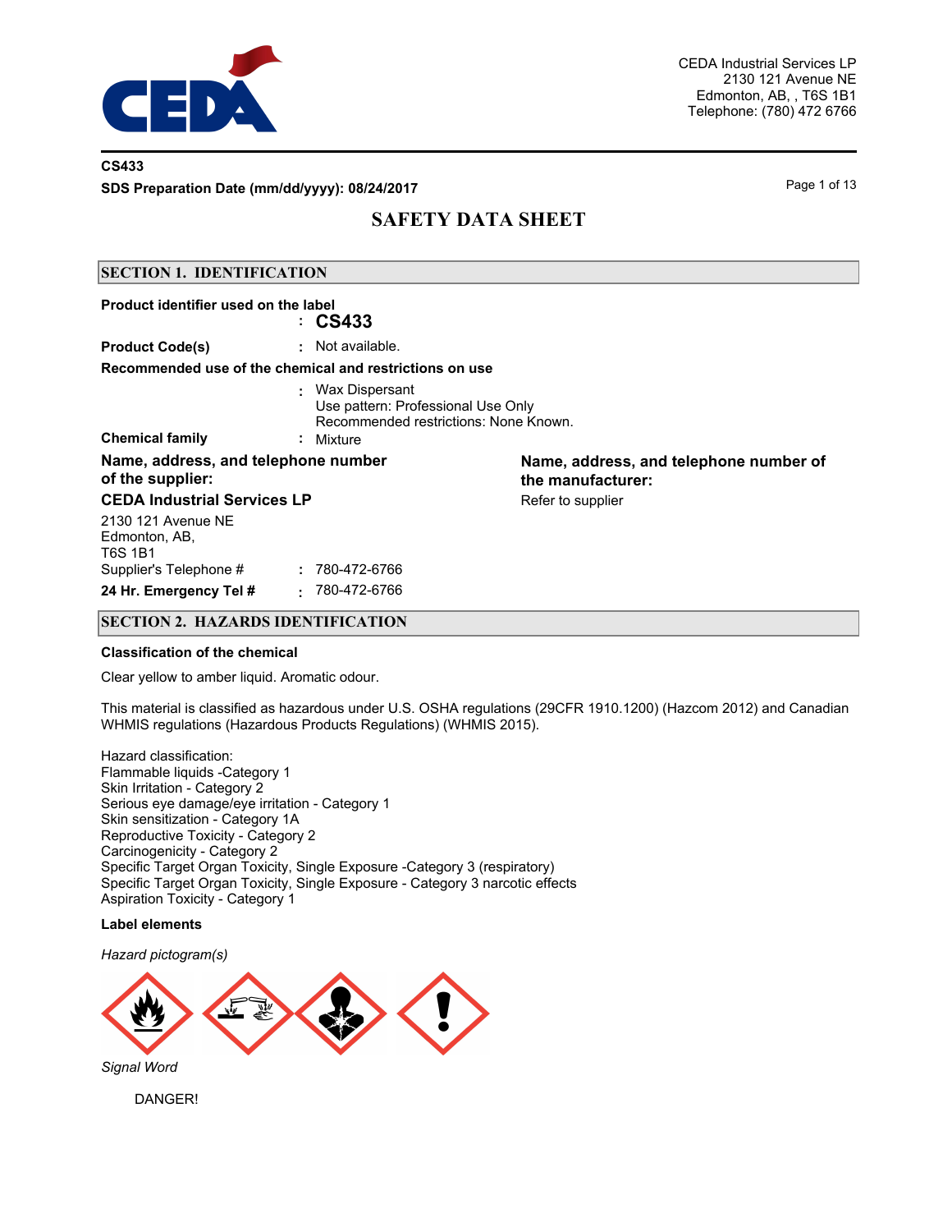CEDA Industrial Services LP
2130 121 Avenue NE
Edmonton, AB, , T6S 1B1
Telephone: (780) 472 6766

**CS433**

**SDS Preparation Date (mm/dd/yyyy): 08/24/2017**

# SAFETY DATA SHEET

## SECTION 1. IDENTIFICATION

**Product identifier used on the label** : **CS433**

**Product Code(s)** : Not available.

**Recommended use of the chemical and restrictions on use**

: Wax Dispersant
Use pattern: Professional Use Only
Recommended restrictions: None Known.

**Chemical family** : Mixture

**Name, address, and telephone number of the supplier:**

**CEDA Industrial Services LP**

2130 121 Avenue NE
Edmonton, AB,
T6S 1B1

Supplier's Telephone # : 780-472-6766

**24 Hr. Emergency Tel #** : 780-472-6766

**Name, address, and telephone number of the manufacturer:**

Refer to supplier

## SECTION 2. HAZARDS IDENTIFICATION

**Classification of the chemical**

Clear yellow to amber liquid. Aromatic odour.

This material is classified as hazardous under U.S. OSHA regulations (29CFR 1910.1200) (Hazcom 2012) and Canadian WHMIS regulations (Hazardous Products Regulations) (WHMIS 2015).

Hazard classification:
Flammable liquids -Category 1
Skin Irritation - Category 2
Serious eye damage/eye irritation - Category 1
Skin sensitization - Category 1A
Reproductive Toxicity - Category 2
Carcinogenicity - Category 2
Specific Target Organ Toxicity, Single Exposure -Category 3 (respiratory)
Specific Target Organ Toxicity, Single Exposure - Category 3 narcotic effects
Aspiration Toxicity - Category 1

**Label elements**

*Hazard pictogram(s)*

*Signal Word*

DANGER!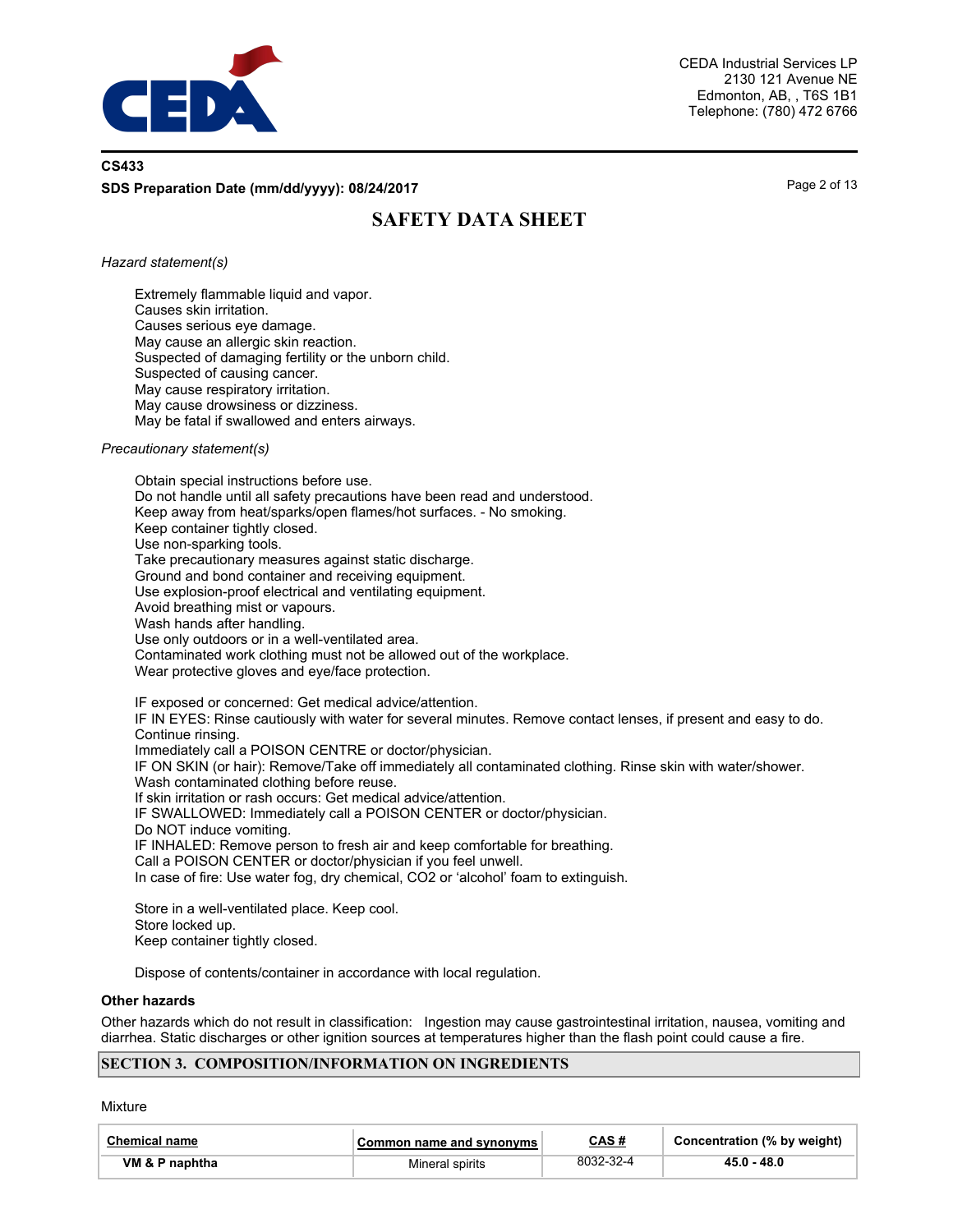*Hazard statement(s)*

Extremely flammable liquid and vapor.
Causes skin irritation.
Causes serious eye damage.
May cause an allergic skin reaction.
Suspected of damaging fertility or the unborn child.
Suspected of causing cancer.
May cause respiratory irritation.
May cause drowsiness or dizziness.
May be fatal if swallowed and enters airways.

*Precautionary statement(s)*

Obtain special instructions before use.
Do not handle until all safety precautions have been read and understood.
Keep away from heat/sparks/open flames/hot surfaces. - No smoking.
Keep container tightly closed.
Use non-sparking tools.
Take precautionary measures against static discharge.
Ground and bond container and receiving equipment.
Use explosion-proof electrical and ventilating equipment.
Avoid breathing mist or vapours.
Wash hands after handling.
Use only outdoors or in a well-ventilated area.
Contaminated work clothing must not be allowed out of the workplace.
Wear protective gloves and eye/face protection.

IF exposed or concerned: Get medical advice/attention.
IF IN EYES: Rinse cautiously with water for several minutes. Remove contact lenses, if present and easy to do. Continue rinsing.
Immediately call a POISON CENTRE or doctor/physician.
IF ON SKIN (or hair): Remove/Take off immediately all contaminated clothing. Rinse skin with water/shower.
Wash contaminated clothing before reuse.
If skin irritation or rash occurs: Get medical advice/attention.
IF SWALLOWED: Immediately call a POISON CENTER or doctor/physician.
Do NOT induce vomiting.
IF INHALED: Remove person to fresh air and keep comfortable for breathing.
Call a POISON CENTER or doctor/physician if you feel unwell.
In case of fire: Use water fog, dry chemical, CO2 or 'alcohol' foam to extinguish.

Store in a well-ventilated place. Keep cool.
Store locked up.
Keep container tightly closed.

Dispose of contents/container in accordance with local regulation.

**Other hazards**

Other hazards which do not result in classification: Ingestion may cause gastrointestinal irritation, nausea, vomiting and diarrhea. Static discharges or other ignition sources at temperatures higher than the flash point could cause a fire.

## SECTION 3. COMPOSITION/INFORMATION ON INGREDIENTS

Mixture

| Chemical name | Common name and synonyms | CAS # | Concentration (% by weight) |
|---|---|---|---|
| **VM & P naphtha** | Mineral spirits | 8032-32-4 | **45.0 - 48.0** |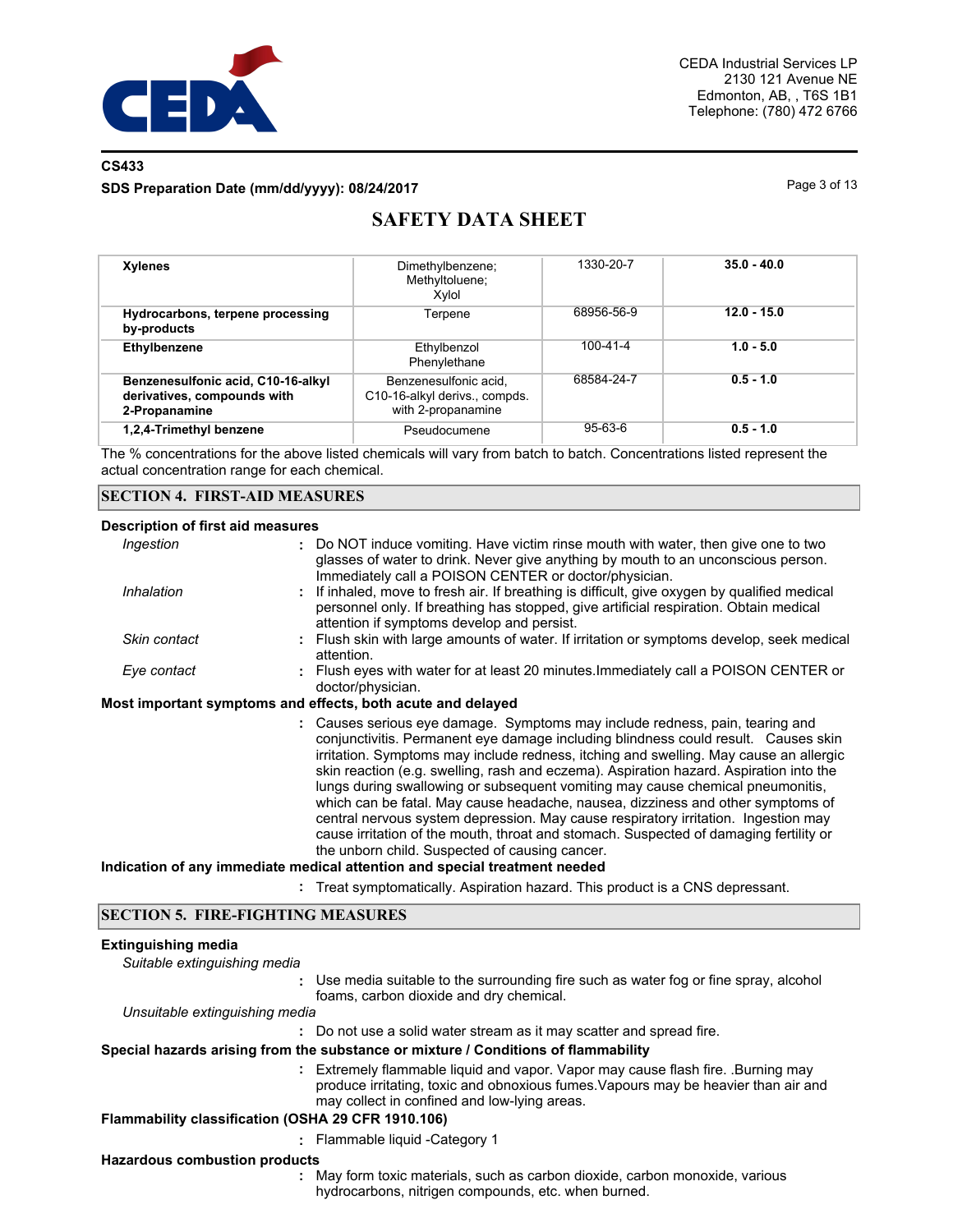| | | | |
|---|---|---|---|
| **Xylenes** | Dimethylbenzene; Methyltoluene; Xylol | 1330-20-7 | **35.0 - 40.0** |
| **Hydrocarbons, terpene processing by-products** | Terpene | 68956-56-9 | **12.0 - 15.0** |
| **Ethylbenzene** | Ethylbenzol Phenylethane | 100-41-4 | **1.0 - 5.0** |
| **Benzenesulfonic acid, C10-16-alkyl derivatives, compounds with 2-Propanamine** | Benzenesulfonic acid, C10-16-alkyl derivs., compds. with 2-propanamine | 68584-24-7 | **0.5 - 1.0** |
| **1,2,4-Trimethyl benzene** | Pseudocumene | 95-63-6 | **0.5 - 1.0** |

The % concentrations for the above listed chemicals will vary from batch to batch. Concentrations listed represent the actual concentration range for each chemical.

## SECTION 4. FIRST-AID MEASURES

**Description of first aid measures**

*Ingestion* : Do NOT induce vomiting. Have victim rinse mouth with water, then give one to two glasses of water to drink. Never give anything by mouth to an unconscious person. Immediately call a POISON CENTER or doctor/physician.

*Inhalation* : If inhaled, move to fresh air. If breathing is difficult, give oxygen by qualified medical personnel only. If breathing has stopped, give artificial respiration. Obtain medical attention if symptoms develop and persist.

*Skin contact* : Flush skin with large amounts of water. If irritation or symptoms develop, seek medical attention.

*Eye contact* : Flush eyes with water for at least 20 minutes.Immediately call a POISON CENTER or doctor/physician.

**Most important symptoms and effects, both acute and delayed**

: Causes serious eye damage. Symptoms may include redness, pain, tearing and conjunctivitis. Permanent eye damage including blindness could result. Causes skin irritation. Symptoms may include redness, itching and swelling. May cause an allergic skin reaction (e.g. swelling, rash and eczema). Aspiration hazard. Aspiration into the lungs during swallowing or subsequent vomiting may cause chemical pneumonitis, which can be fatal. May cause headache, nausea, dizziness and other symptoms of central nervous system depression. May cause respiratory irritation. Ingestion may cause irritation of the mouth, throat and stomach. Suspected of damaging fertility or the unborn child. Suspected of causing cancer.

**Indication of any immediate medical attention and special treatment needed**

: Treat symptomatically. Aspiration hazard. This product is a CNS depressant.

## SECTION 5. FIRE-FIGHTING MEASURES

**Extinguishing media**

*Suitable extinguishing media*

: Use media suitable to the surrounding fire such as water fog or fine spray, alcohol foams, carbon dioxide and dry chemical.

*Unsuitable extinguishing media*

: Do not use a solid water stream as it may scatter and spread fire.

**Special hazards arising from the substance or mixture / Conditions of flammability**

: Extremely flammable liquid and vapor. Vapor may cause flash fire. .Burning may produce irritating, toxic and obnoxious fumes.Vapours may be heavier than air and may collect in confined and low-lying areas.

**Flammability classification (OSHA 29 CFR 1910.106)**

: Flammable liquid -Category 1

**Hazardous combustion products**

: May form toxic materials, such as carbon dioxide, carbon monoxide, various hydrocarbons, nitrigen compounds, etc. when burned.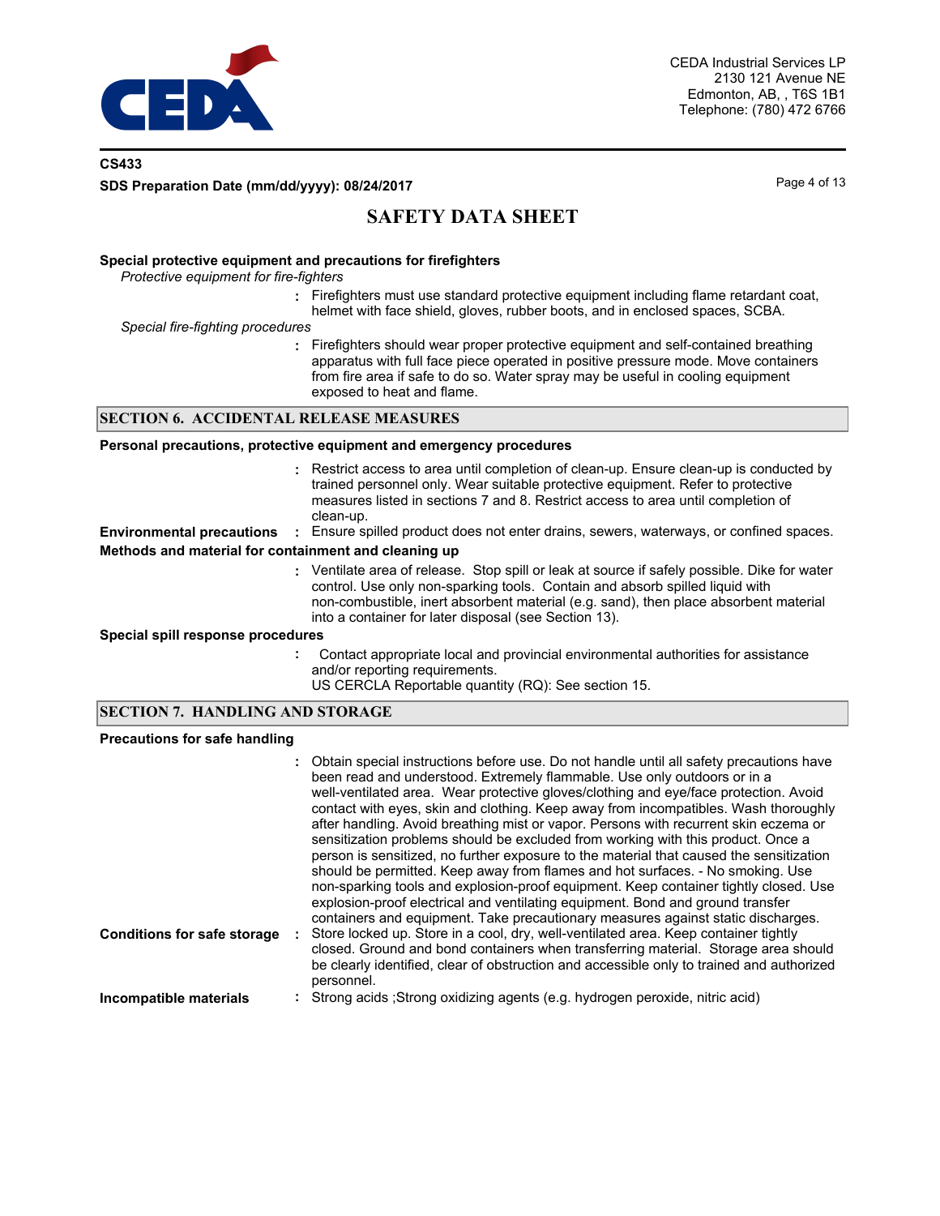**Special protective equipment and precautions for firefighters**

*Protective equipment for fire-fighters*

: Firefighters must use standard protective equipment including flame retardant coat, helmet with face shield, gloves, rubber boots, and in enclosed spaces, SCBA.

*Special fire-fighting procedures*

: Firefighters should wear proper protective equipment and self-contained breathing apparatus with full face piece operated in positive pressure mode. Move containers from fire area if safe to do so. Water spray may be useful in cooling equipment exposed to heat and flame.

## SECTION 6. ACCIDENTAL RELEASE MEASURES

**Personal precautions, protective equipment and emergency procedures**

: Restrict access to area until completion of clean-up. Ensure clean-up is conducted by trained personnel only. Wear suitable protective equipment. Refer to protective measures listed in sections 7 and 8. Restrict access to area until completion of clean-up.

**Environmental precautions** : Ensure spilled product does not enter drains, sewers, waterways, or confined spaces.

**Methods and material for containment and cleaning up**

: Ventilate area of release. Stop spill or leak at source if safely possible. Dike for water control. Use only non-sparking tools. Contain and absorb spilled liquid with non-combustible, inert absorbent material (e.g. sand), then place absorbent material into a container for later disposal (see Section 13).

**Special spill response procedures**

: Contact appropriate local and provincial environmental authorities for assistance and/or reporting requirements.
US CERCLA Reportable quantity (RQ): See section 15.

## SECTION 7. HANDLING AND STORAGE

**Precautions for safe handling**

: Obtain special instructions before use. Do not handle until all safety precautions have been read and understood. Extremely flammable. Use only outdoors or in a well-ventilated area. Wear protective gloves/clothing and eye/face protection. Avoid contact with eyes, skin and clothing. Keep away from incompatibles. Wash thoroughly after handling. Avoid breathing mist or vapor. Persons with recurrent skin eczema or sensitization problems should be excluded from working with this product. Once a person is sensitized, no further exposure to the material that caused the sensitization should be permitted. Keep away from flames and hot surfaces. - No smoking. Use non-sparking tools and explosion-proof equipment. Keep container tightly closed. Use explosion-proof electrical and ventilating equipment. Bond and ground transfer containers and equipment. Take precautionary measures against static discharges.

**Conditions for safe storage** : Store locked up. Store in a cool, dry, well-ventilated area. Keep container tightly closed. Ground and bond containers when transferring material. Storage area should be clearly identified, clear of obstruction and accessible only to trained and authorized personnel.

**Incompatible materials** : Strong acids ;Strong oxidizing agents (e.g. hydrogen peroxide, nitric acid)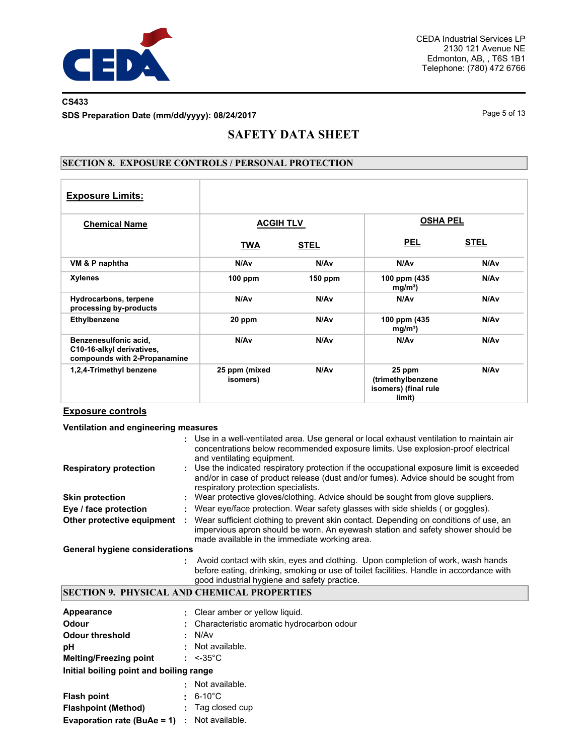CEDA Industrial Services LP
2130 121 Avenue NE
Edmonton, AB, , T6S 1B1
Telephone: (780) 472 6766

**CS433**

**SDS Preparation Date (mm/dd/yyyy): 08/24/2017**

# SAFETY DATA SHEET

## SECTION 8. EXPOSURE CONTROLS / PERSONAL PROTECTION

### Exposure Limits:

| Chemical Name | ACGIH TLV | | OSHA PEL | |
|---|---|---|---|---|
| | TWA | STEL | PEL | STEL |
| VM & P naphtha | N/Av | N/Av | N/Av | N/Av |
| Xylenes | 100 ppm | 150 ppm | 100 ppm (435 mg/m³) | N/Av |
| Hydrocarbons, terpene processing by-products | N/Av | N/Av | N/Av | N/Av |
| Ethylbenzene | 20 ppm | N/Av | 100 ppm (435 mg/m³) | N/Av |
| Benzenesulfonic acid, C10-16-alkyl derivatives, compounds with 2-Propanamine | N/Av | N/Av | N/Av | N/Av |
| 1,2,4-Trimethyl benzene | 25 ppm (mixed isomers) | N/Av | 25 ppm (trimethylbenzene isomers) (final rule limit) | N/Av |

### Exposure controls

**Ventilation and engineering measures**
: Use in a well-ventilated area. Use general or local exhaust ventilation to maintain air concentrations below recommended exposure limits. Use explosion-proof electrical and ventilating equipment.

**Respiratory protection** : Use the indicated respiratory protection if the occupational exposure limit is exceeded and/or in case of product release (dust and/or fumes). Advice should be sought from respiratory protection specialists.

**Skin protection** : Wear protective gloves/clothing. Advice should be sought from glove suppliers.

**Eye / face protection** : Wear eye/face protection. Wear safety glasses with side shields ( or goggles).

**Other protective equipment** : Wear sufficient clothing to prevent skin contact. Depending on conditions of use, an impervious apron should be worn. An eyewash station and safety shower should be made available in the immediate working area.

**General hygiene considerations**
: Avoid contact with skin, eyes and clothing. Upon completion of work, wash hands before eating, drinking, smoking or use of toilet facilities. Handle in accordance with good industrial hygiene and safety practice.

## SECTION 9. PHYSICAL AND CHEMICAL PROPERTIES

**Appearance** : Clear amber or yellow liquid.

**Odour** : Characteristic aromatic hydrocarbon odour

**Odour threshold** : N/Av

**pH** : Not available.

**Melting/Freezing point** : <-35°C

**Initial boiling point and boiling range**
: Not available.

**Flash point** : 6-10°C

**Flashpoint (Method)** : Tag closed cup

**Evaporation rate (BuAe = 1)** : Not available.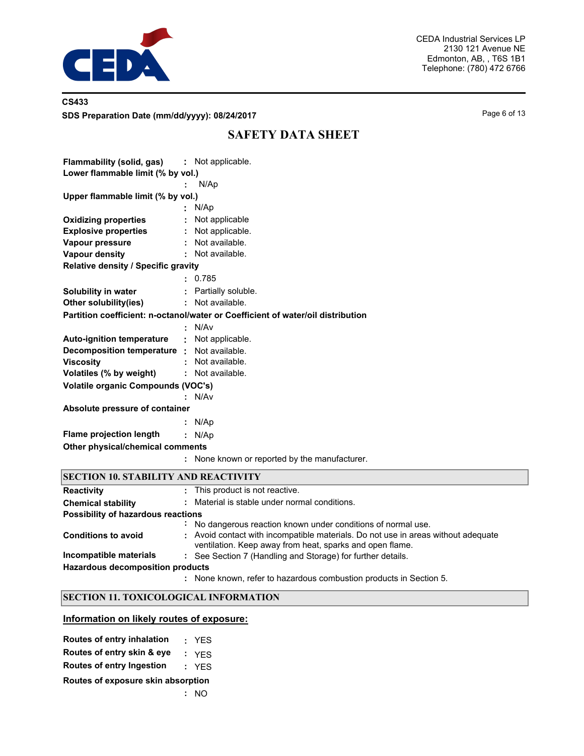**Flammability (solid, gas)** : Not applicable.

**Lower flammable limit (% by vol.)** : N/Ap

**Upper flammable limit (% by vol.)** : N/Ap

**Oxidizing properties** : Not applicable

**Explosive properties** : Not applicable.

**Vapour pressure** : Not available.

**Vapour density** : Not available.

**Relative density / Specific gravity** : 0.785

**Solubility in water** : Partially soluble.

**Other solubility(ies)** : Not available.

**Partition coefficient: n-octanol/water or Coefficient of water/oil distribution** : N/Av

**Auto-ignition temperature** : Not applicable.

**Decomposition temperature** : Not available.

**Viscosity** : Not available.

**Volatiles (% by weight)** : Not available.

**Volatile organic Compounds (VOC's)** : N/Av

**Absolute pressure of container** : N/Ap

**Flame projection length** : N/Ap

**Other physical/chemical comments** : None known or reported by the manufacturer.

## SECTION 10. STABILITY AND REACTIVITY

**Reactivity** : This product is not reactive.

**Chemical stability** : Material is stable under normal conditions.

**Possibility of hazardous reactions** : No dangerous reaction known under conditions of normal use.

**Conditions to avoid** : Avoid contact with incompatible materials. Do not use in areas without adequate ventilation. Keep away from heat, sparks and open flame.

**Incompatible materials** : See Section 7 (Handling and Storage) for further details.

**Hazardous decomposition products** : None known, refer to hazardous combustion products in Section 5.

## SECTION 11. TOXICOLOGICAL INFORMATION

### Information on likely routes of exposure:

**Routes of entry inhalation** : YES

**Routes of entry skin & eye** : YES

**Routes of entry Ingestion** : YES

**Routes of exposure skin absorption** : NO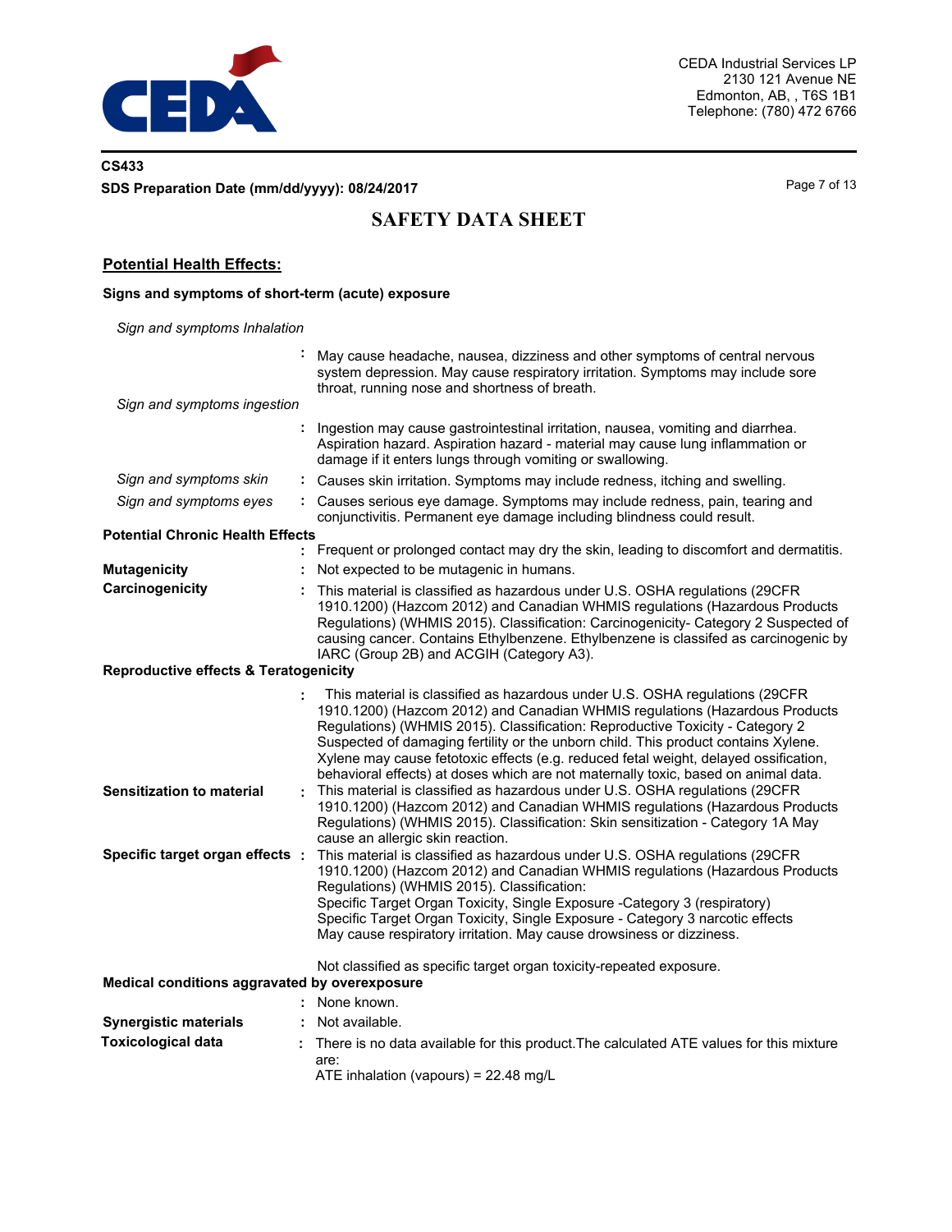## Potential Health Effects:

### Signs and symptoms of short-term (acute) exposure

*Sign and symptoms Inhalation*

: May cause headache, nausea, dizziness and other symptoms of central nervous system depression. May cause respiratory irritation. Symptoms may include sore throat, running nose and shortness of breath.

*Sign and symptoms ingestion*

: Ingestion may cause gastrointestinal irritation, nausea, vomiting and diarrhea. Aspiration hazard. Aspiration hazard - material may cause lung inflammation or damage if it enters lungs through vomiting or swallowing.

*Sign and symptoms skin* : Causes skin irritation. Symptoms may include redness, itching and swelling.

*Sign and symptoms eyes* : Causes serious eye damage. Symptoms may include redness, pain, tearing and conjunctivitis. Permanent eye damage including blindness could result.

**Potential Chronic Health Effects**

: Frequent or prolonged contact may dry the skin, leading to discomfort and dermatitis.

**Mutagenicity** : Not expected to be mutagenic in humans.

**Carcinogenicity** : This material is classified as hazardous under U.S. OSHA regulations (29CFR 1910.1200) (Hazcom 2012) and Canadian WHMIS regulations (Hazardous Products Regulations) (WHMIS 2015). Classification: Carcinogenicity- Category 2 Suspected of causing cancer. Contains Ethylbenzene. Ethylbenzene is classifed as carcinogenic by IARC (Group 2B) and ACGIH (Category A3).

**Reproductive effects & Teratogenicity**

: This material is classified as hazardous under U.S. OSHA regulations (29CFR 1910.1200) (Hazcom 2012) and Canadian WHMIS regulations (Hazardous Products Regulations) (WHMIS 2015). Classification: Reproductive Toxicity - Category 2 Suspected of damaging fertility or the unborn child. This product contains Xylene. Xylene may cause fetotoxic effects (e.g. reduced fetal weight, delayed ossification, behavioral effects) at doses which are not maternally toxic, based on animal data.

**Sensitization to material** : This material is classified as hazardous under U.S. OSHA regulations (29CFR 1910.1200) (Hazcom 2012) and Canadian WHMIS regulations (Hazardous Products Regulations) (WHMIS 2015). Classification: Skin sensitization - Category 1A May cause an allergic skin reaction.

**Specific target organ effects** : This material is classified as hazardous under U.S. OSHA regulations (29CFR 1910.1200) (Hazcom 2012) and Canadian WHMIS regulations (Hazardous Products Regulations) (WHMIS 2015). Classification:
Specific Target Organ Toxicity, Single Exposure -Category 3 (respiratory)
Specific Target Organ Toxicity, Single Exposure - Category 3 narcotic effects
May cause respiratory irritation. May cause drowsiness or dizziness.

Not classified as specific target organ toxicity-repeated exposure.

**Medical conditions aggravated by overexposure**

: None known.

**Synergistic materials** : Not available.

**Toxicological data** : There is no data available for this product.The calculated ATE values for this mixture are:
ATE inhalation (vapours) = 22.48 mg/L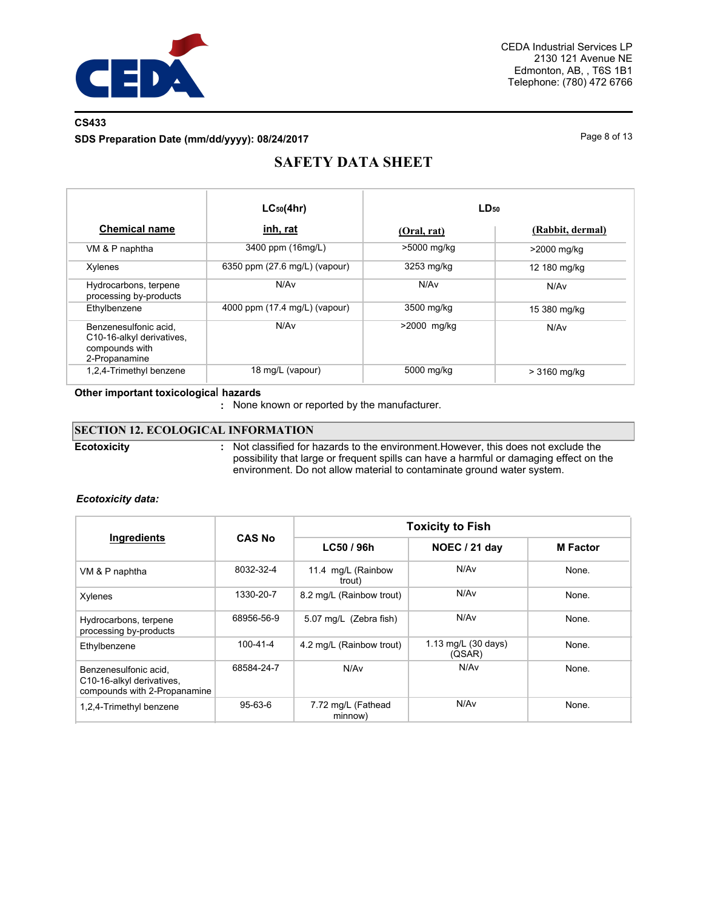| Chemical name | $LC_{50}$(4hr) inh, rat | $LD_{50}$ (Oral, rat) | $LD_{50}$ (Rabbit, dermal) |
|---|---|---|---|
| VM & P naphtha | 3400 ppm (16mg/L) | >5000 mg/kg | >2000 mg/kg |
| Xylenes | 6350 ppm (27.6 mg/L) (vapour) | 3253 mg/kg | 12 180 mg/kg |
| Hydrocarbons, terpene processing by-products | N/Av | N/Av | N/Av |
| Ethylbenzene | 4000 ppm (17.4 mg/L) (vapour) | 3500 mg/kg | 15 380 mg/kg |
| Benzenesulfonic acid, C10-16-alkyl derivatives, compounds with 2-Propanamine | N/Av | >2000 mg/kg | N/Av |
| 1,2,4-Trimethyl benzene | 18 mg/L (vapour) | 5000 mg/kg | > 3160 mg/kg |

**Other important toxicological hazards**
: None known or reported by the manufacturer.

## SECTION 12. ECOLOGICAL INFORMATION

**Ecotoxicity** : Not classified for hazards to the environment.However, this does not exclude the possibility that large or frequent spills can have a harmful or damaging effect on the environment. Do not allow material to contaminate ground water system.

***Ecotoxicity data:***

| Ingredients | CAS No | Toxicity to Fish | | |
|---|---|---|---|---|
| | | LC50 / 96h | NOEC / 21 day | M Factor |
| VM & P naphtha | 8032-32-4 | 11.4 mg/L (Rainbow trout) | N/Av | None. |
| Xylenes | 1330-20-7 | 8.2 mg/L (Rainbow trout) | N/Av | None. |
| Hydrocarbons, terpene processing by-products | 68956-56-9 | 5.07 mg/L (Zebra fish) | N/Av | None. |
| Ethylbenzene | 100-41-4 | 4.2 mg/L (Rainbow trout) | 1.13 mg/L (30 days) (QSAR) | None. |
| Benzenesulfonic acid, C10-16-alkyl derivatives, compounds with 2-Propanamine | 68584-24-7 | N/Av | N/Av | None. |
| 1,2,4-Trimethyl benzene | 95-63-6 | 7.72 mg/L (Fathead minnow) | N/Av | None. |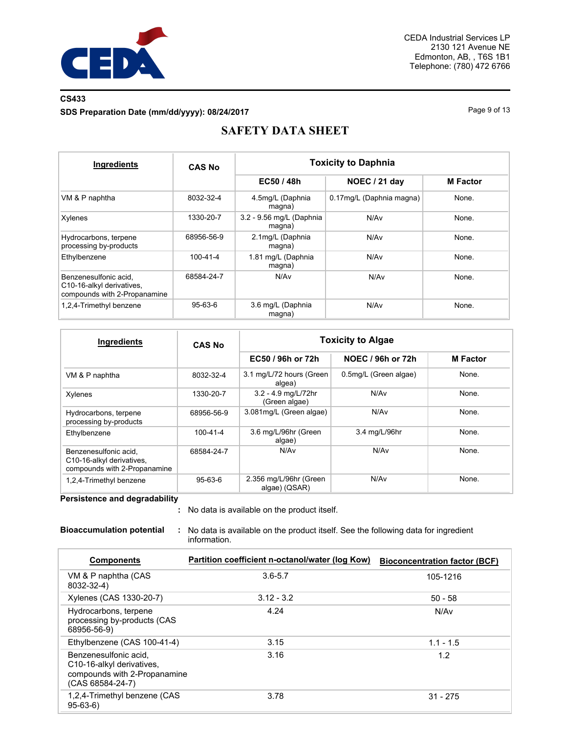# SAFETY DATA SHEET

| Ingredients | CAS No | Toxicity to Daphnia | | |
|---|---|---|---|---|
| | | EC50 / 48h | NOEC / 21 day | M Factor |
| VM & P naphtha | 8032-32-4 | 4.5mg/L (Daphnia magna) | 0.17mg/L (Daphnia magna) | None. |
| Xylenes | 1330-20-7 | 3.2 - 9.56 mg/L (Daphnia magna) | N/Av | None. |
| Hydrocarbons, terpene processing by-products | 68956-56-9 | 2.1mg/L (Daphnia magna) | N/Av | None. |
| Ethylbenzene | 100-41-4 | 1.81 mg/L (Daphnia magna) | N/Av | None. |
| Benzenesulfonic acid, C10-16-alkyl derivatives, compounds with 2-Propanamine | 68584-24-7 | N/Av | N/Av | None. |
| 1,2,4-Trimethyl benzene | 95-63-6 | 3.6 mg/L (Daphnia magna) | N/Av | None. |

| Ingredients | CAS No | Toxicity to Algae | | |
|---|---|---|---|---|
| | | EC50 / 96h or 72h | NOEC / 96h or 72h | M Factor |
| VM & P naphtha | 8032-32-4 | 3.1 mg/L/72 hours (Green algea) | 0.5mg/L (Green algae) | None. |
| Xylenes | 1330-20-7 | 3.2 - 4.9 mg/L/72hr (Green algae) | N/Av | None. |
| Hydrocarbons, terpene processing by-products | 68956-56-9 | 3.081mg/L (Green algae) | N/Av | None. |
| Ethylbenzene | 100-41-4 | 3.6 mg/L/96hr (Green algae) | 3.4 mg/L/96hr | None. |
| Benzenesulfonic acid, C10-16-alkyl derivatives, compounds with 2-Propanamine | 68584-24-7 | N/Av | N/Av | None. |
| 1,2,4-Trimethyl benzene | 95-63-6 | 2.356 mg/L/96hr (Green algae) (QSAR) | N/Av | None. |

**Persistence and degradability**

: No data is available on the product itself.

**Bioaccumulation potential** : No data is available on the product itself. See the following data for ingredient information.

| Components | Partition coefficient n-octanol/water (log Kow) | Bioconcentration factor (BCF) |
|---|---|---|
| VM & P naphtha (CAS 8032-32-4) | 3.6-5.7 | 105-1216 |
| Xylenes (CAS 1330-20-7) | 3.12 - 3.2 | 50 - 58 |
| Hydrocarbons, terpene processing by-products (CAS 68956-56-9) | 4.24 | N/Av |
| Ethylbenzene (CAS 100-41-4) | 3.15 | 1.1 - 1.5 |
| Benzenesulfonic acid, C10-16-alkyl derivatives, compounds with 2-Propanamine (CAS 68584-24-7) | 3.16 | 1.2 |
| 1,2,4-Trimethyl benzene (CAS 95-63-6) | 3.78 | 31 - 275 |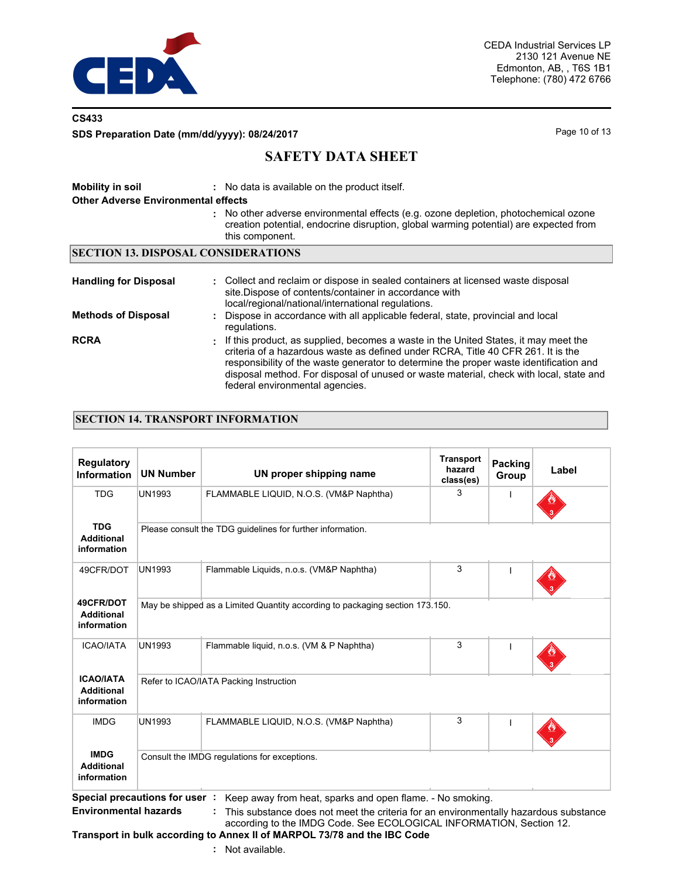Mobility in soil : No data is available on the product itself.

**Other Adverse Environmental effects**

: No other adverse environmental effects (e.g. ozone depletion, photochemical ozone creation potential, endocrine disruption, global warming potential) are expected from this component.

## SECTION 13. DISPOSAL CONSIDERATIONS

**Handling for Disposal** : Collect and reclaim or dispose in sealed containers at licensed waste disposal site.Dispose of contents/container in accordance with local/regional/national/international regulations.

**Methods of Disposal** : Dispose in accordance with all applicable federal, state, provincial and local regulations.

**RCRA** : If this product, as supplied, becomes a waste in the United States, it may meet the criteria of a hazardous waste as defined under RCRA, Title 40 CFR 261. It is the responsibility of the waste generator to determine the proper waste identification and disposal method. For disposal of unused or waste material, check with local, state and federal environmental agencies.

## SECTION 14. TRANSPORT INFORMATION

| Regulatory Information | UN Number | UN proper shipping name | Transport hazard class(es) | Packing Group | Label |
|---|---|---|---|---|---|
| TDG | UN1993 | FLAMMABLE LIQUID, N.O.S. (VM&P Naphtha) | 3 | I | |
| **TDG Additional information** | Please consult the TDG guidelines for further information. | | | | |
| 49CFR/DOT | UN1993 | Flammable Liquids, n.o.s. (VM&P Naphtha) | 3 | I | |
| **49CFR/DOT Additional information** | May be shipped as a Limited Quantity according to packaging section 173.150. | | | | |
| ICAO/IATA | UN1993 | Flammable liquid, n.o.s. (VM & P Naphtha) | 3 | I | |
| **ICAO/IATA Additional information** | Refer to ICAO/IATA Packing Instruction | | | | |
| IMDG | UN1993 | FLAMMABLE LIQUID, N.O.S. (VM&P Naphtha) | 3 | I | |
| **IMDG Additional information** | Consult the IMDG regulations for exceptions. | | | | |

**Special precautions for user** : Keep away from heat, sparks and open flame. - No smoking.

**Environmental hazards** : This substance does not meet the criteria for an environmentally hazardous substance according to the IMDG Code. See ECOLOGICAL INFORMATION, Section 12.

**Transport in bulk according to Annex II of MARPOL 73/78 and the IBC Code**

: Not available.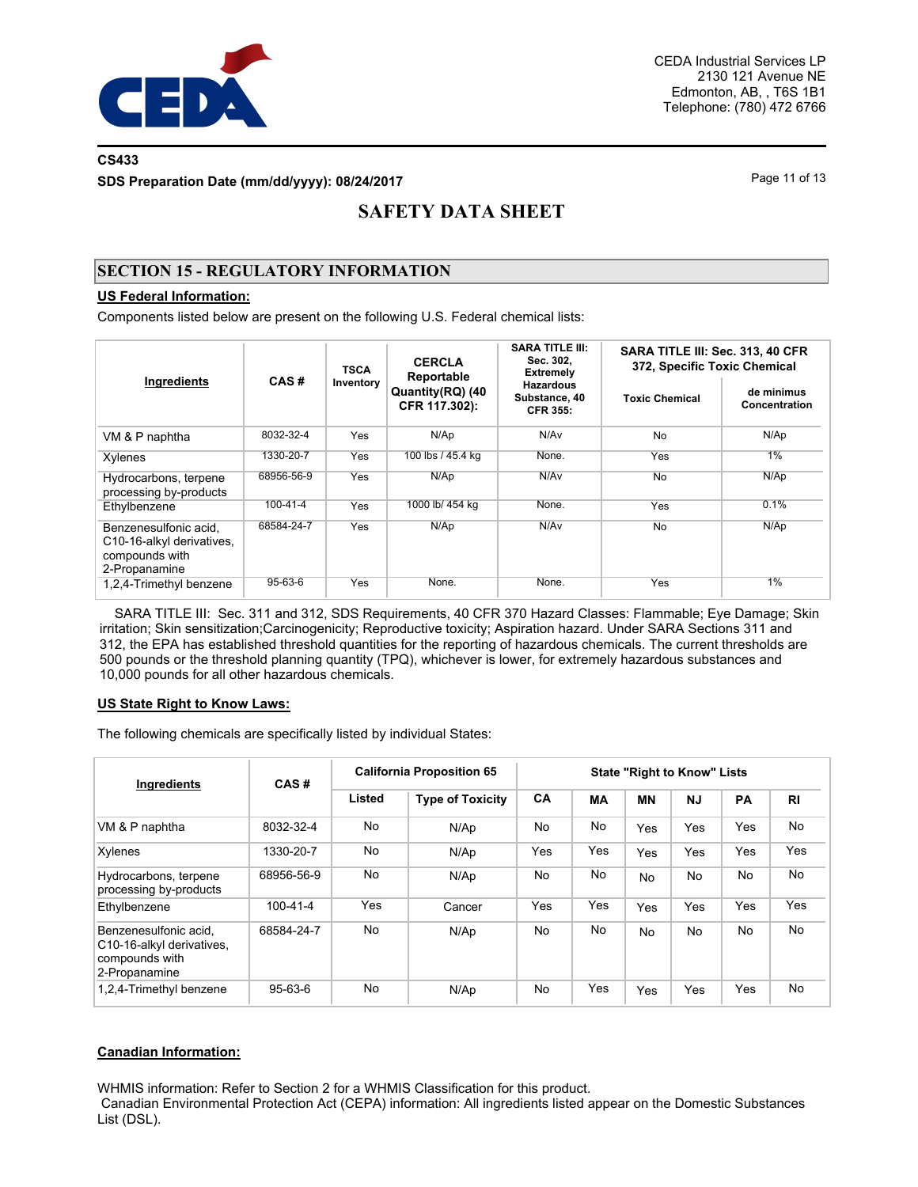## SECTION 15 - REGULATORY INFORMATION

**US Federal Information:**

Components listed below are present on the following U.S. Federal chemical lists:

| Ingredients | CAS # | TSCA Inventory | CERCLA Reportable Quantity(RQ) (40 CFR 117.302): | SARA TITLE III: Sec. 302, Extremely Hazardous Substance, 40 CFR 355: | SARA TITLE III: Sec. 313, 40 CFR 372, Specific Toxic Chemical | |
|---|---|---|---|---|---|---|
| | | | | | Toxic Chemical | de minimus Concentration |
| VM & P naphtha | 8032-32-4 | Yes | N/Ap | N/Av | No | N/Ap |
| Xylenes | 1330-20-7 | Yes | 100 lbs / 45.4 kg | None. | Yes | 1% |
| Hydrocarbons, terpene processing by-products | 68956-56-9 | Yes | N/Ap | N/Av | No | N/Ap |
| Ethylbenzene | 100-41-4 | Yes | 1000 lb/ 454 kg | None. | Yes | 0.1% |
| Benzenesulfonic acid, C10-16-alkyl derivatives, compounds with 2-Propanamine | 68584-24-7 | Yes | N/Ap | N/Av | No | N/Ap |
| 1,2,4-Trimethyl benzene | 95-63-6 | Yes | None. | None. | Yes | 1% |

SARA TITLE III: Sec. 311 and 312, SDS Requirements, 40 CFR 370 Hazard Classes: Flammable; Eye Damage; Skin irritation; Skin sensitization;Carcinogenicity; Reproductive toxicity; Aspiration hazard. Under SARA Sections 311 and 312, the EPA has established threshold quantities for the reporting of hazardous chemicals. The current thresholds are 500 pounds or the threshold planning quantity (TPQ), whichever is lower, for extremely hazardous substances and 10,000 pounds for all other hazardous chemicals.

**US State Right to Know Laws:**

The following chemicals are specifically listed by individual States:

| Ingredients | CAS # | California Proposition 65 | | State "Right to Know" Lists | | | | | |
|---|---|---|---|---|---|---|---|---|---|
| | | Listed | Type of Toxicity | CA | MA | MN | NJ | PA | RI |
| VM & P naphtha | 8032-32-4 | No | N/Ap | No | No | Yes | Yes | Yes | No |
| Xylenes | 1330-20-7 | No | N/Ap | Yes | Yes | Yes | Yes | Yes | Yes |
| Hydrocarbons, terpene processing by-products | 68956-56-9 | No | N/Ap | No | No | No | No | No | No |
| Ethylbenzene | 100-41-4 | Yes | Cancer | Yes | Yes | Yes | Yes | Yes | Yes |
| Benzenesulfonic acid, C10-16-alkyl derivatives, compounds with 2-Propanamine | 68584-24-7 | No | N/Ap | No | No | No | No | No | No |
| 1,2,4-Trimethyl benzene | 95-63-6 | No | N/Ap | No | Yes | Yes | Yes | Yes | No |

**Canadian Information:**

WHMIS information: Refer to Section 2 for a WHMIS Classification for this product.
Canadian Environmental Protection Act (CEPA) information: All ingredients listed appear on the Domestic Substances List (DSL).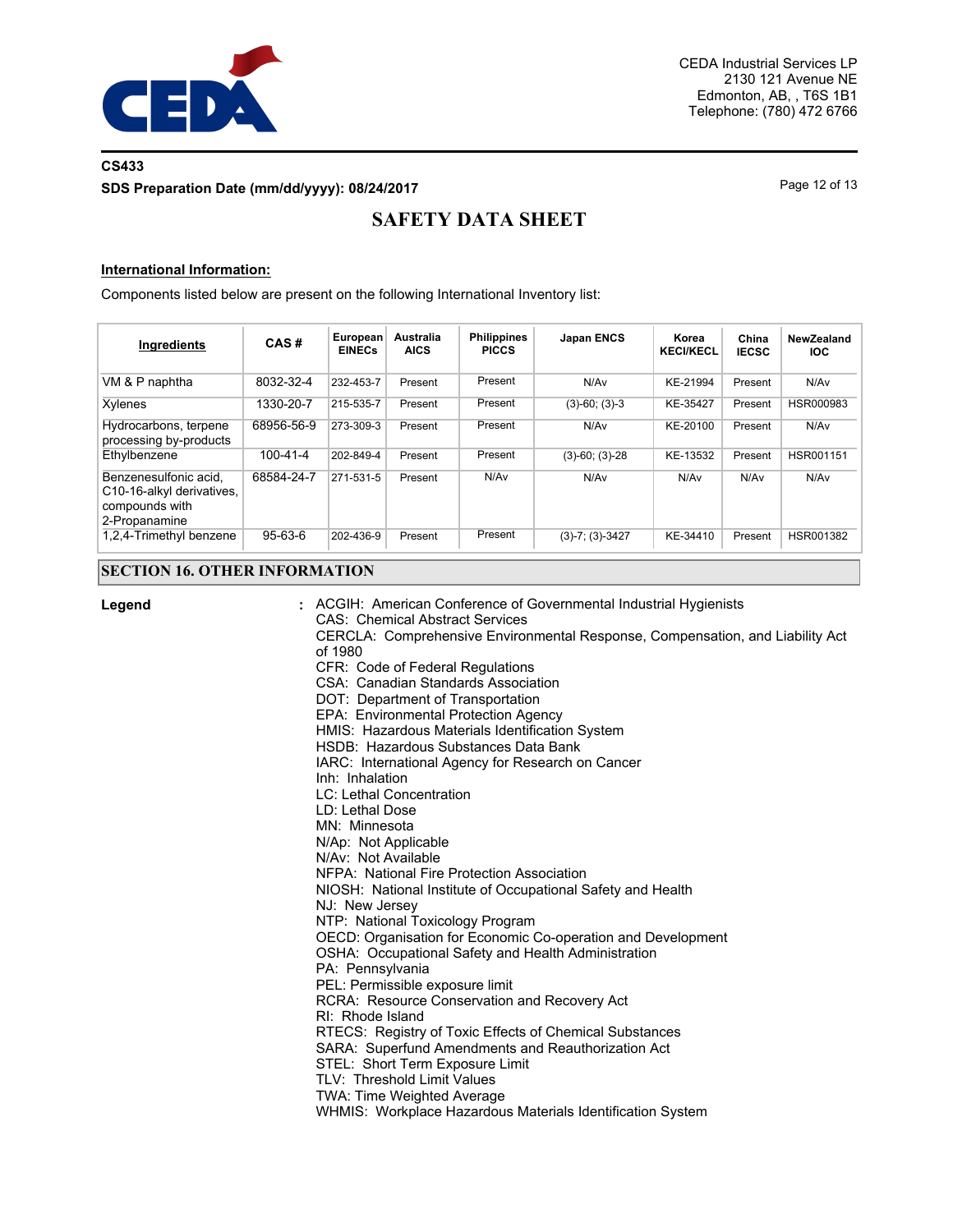CS433

**SDS Preparation Date (mm/dd/yyyy): 08/24/2017**

# SAFETY DATA SHEET

**International Information:**

Components listed below are present on the following International Inventory list:

| Ingredients | CAS # | European EINECs | Australia AICS | Philippines PICCS | Japan ENCS | Korea KECI/KECL | China IECSC | NewZealand IOC |
|---|---|---|---|---|---|---|---|---|
| VM & P naphtha | 8032-32-4 | 232-453-7 | Present | Present | N/Av | KE-21994 | Present | N/Av |
| Xylenes | 1330-20-7 | 215-535-7 | Present | Present | (3)-60; (3)-3 | KE-35427 | Present | HSR000983 |
| Hydrocarbons, terpene processing by-products | 68956-56-9 | 273-309-3 | Present | Present | N/Av | KE-20100 | Present | N/Av |
| Ethylbenzene | 100-41-4 | 202-849-4 | Present | Present | (3)-60; (3)-28 | KE-13532 | Present | HSR001151 |
| Benzenesulfonic acid, C10-16-alkyl derivatives, compounds with 2-Propanamine | 68584-24-7 | 271-531-5 | Present | N/Av | N/Av | N/Av | N/Av | N/Av |
| 1,2,4-Trimethyl benzene | 95-63-6 | 202-436-9 | Present | Present | (3)-7; (3)-3427 | KE-34410 | Present | HSR001382 |

## SECTION 16. OTHER INFORMATION

**Legend** :

ACGIH: American Conference of Governmental Industrial Hygienists
CAS: Chemical Abstract Services
CERCLA: Comprehensive Environmental Response, Compensation, and Liability Act of 1980
CFR: Code of Federal Regulations
CSA: Canadian Standards Association
DOT: Department of Transportation
EPA: Environmental Protection Agency
HMIS: Hazardous Materials Identification System
HSDB: Hazardous Substances Data Bank
IARC: International Agency for Research on Cancer
Inh: Inhalation
LC: Lethal Concentration
LD: Lethal Dose
MN: Minnesota
N/Ap: Not Applicable
N/Av: Not Available
NFPA: National Fire Protection Association
NIOSH: National Institute of Occupational Safety and Health
NJ: New Jersey
NTP: National Toxicology Program
OECD: Organisation for Economic Co-operation and Development
OSHA: Occupational Safety and Health Administration
PA: Pennsylvania
PEL: Permissible exposure limit
RCRA: Resource Conservation and Recovery Act
RI: Rhode Island
RTECS: Registry of Toxic Effects of Chemical Substances
SARA: Superfund Amendments and Reauthorization Act
STEL: Short Term Exposure Limit
TLV: Threshold Limit Values
TWA: Time Weighted Average
WHMIS: Workplace Hazardous Materials Identification System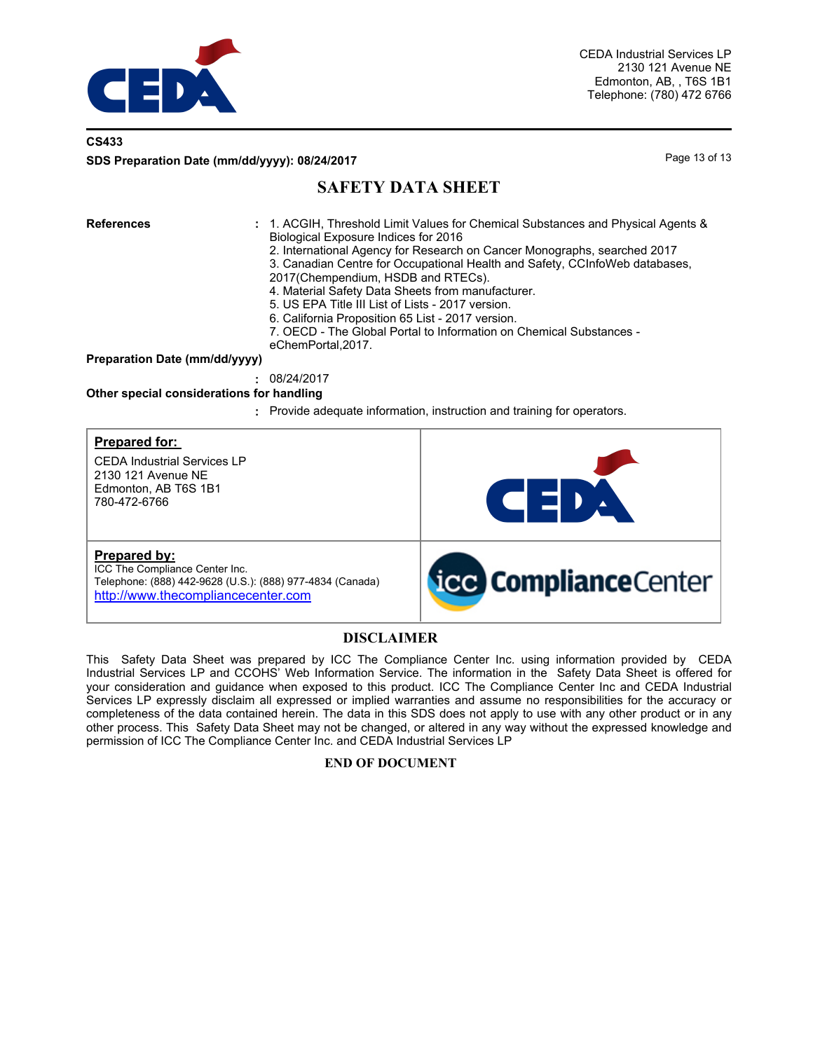**CS433**

**SDS Preparation Date (mm/dd/yyyy): 08/24/2017**

# SAFETY DATA SHEET

**References** : 1. ACGIH, Threshold Limit Values for Chemical Substances and Physical Agents & Biological Exposure Indices for 2016
2. International Agency for Research on Cancer Monographs, searched 2017
3. Canadian Centre for Occupational Health and Safety, CCInfoWeb databases, 2017(Chempendium, HSDB and RTECs).
4. Material Safety Data Sheets from manufacturer.
5. US EPA Title III List of Lists - 2017 version.
6. California Proposition 65 List - 2017 version.
7. OECD - The Global Portal to Information on Chemical Substances - eChemPortal,2017.

**Preparation Date (mm/dd/yyyy)**

: 08/24/2017

**Other special considerations for handling**

: Provide adequate information, instruction and training for operators.

| | |
|---|---|
| **Prepared for:**<br>CEDA Industrial Services LP<br>2130 121 Avenue NE<br>Edmonton, AB T6S 1B1<br>780-472-6766 | CEDA |
| **Prepared by:**<br>ICC The Compliance Center Inc.<br>Telephone: (888) 442-9628 (U.S.): (888) 977-4834 (Canada)<br>http://www.thecompliancecenter.com | icc ComplianceCenter |

## DISCLAIMER

This Safety Data Sheet was prepared by ICC The Compliance Center Inc. using information provided by CEDA Industrial Services LP and CCOHS' Web Information Service. The information in the Safety Data Sheet is offered for your consideration and guidance when exposed to this product. ICC The Compliance Center Inc and CEDA Industrial Services LP expressly disclaim all expressed or implied warranties and assume no responsibilities for the accuracy or completeness of the data contained herein. The data in this SDS does not apply to use with any other product or in any other process. This Safety Data Sheet may not be changed, or altered in any way without the expressed knowledge and permission of ICC The Compliance Center Inc. and CEDA Industrial Services LP

**END OF DOCUMENT**